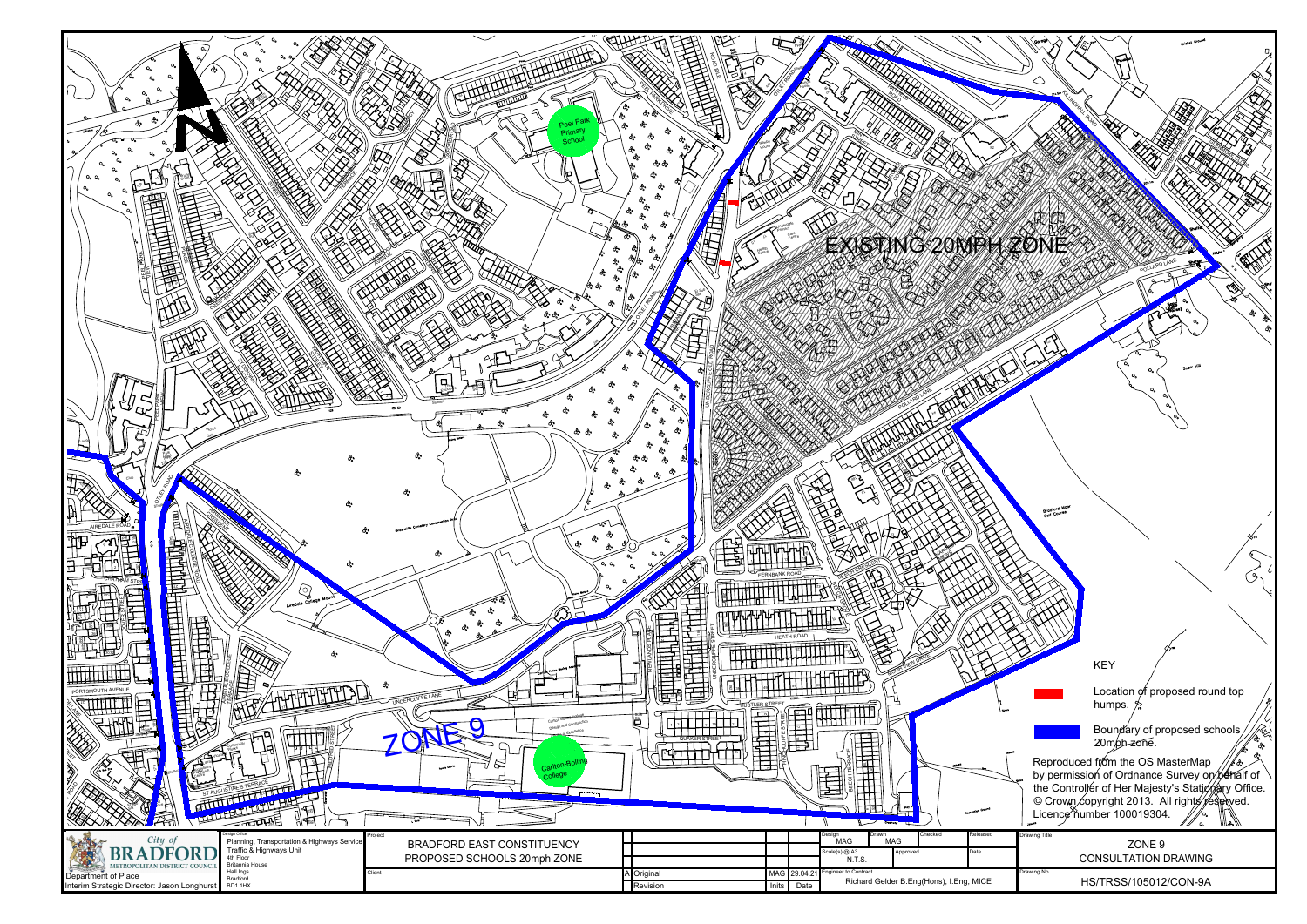EXISTING 20MPH ZONE

ZONE 9

Peel Park Primary School

Carlton-Bolling College

## KEY

- Location of proposed round top humps.
- Boundary of proposed schools 20mph zone.

Reproduced from the OS MasterMap by permission of Ordnance Survey on behalf of the Controller of Her Majesty's Stationary Office. © Crown copyright 2013. All rights reserved. Licence number 100019304.

City of BRADFORD METROPOLITAN DISTRICT COUNCIL

Department of Place

Interim Strategic Director: Jason Longhurst

Design Office: Planning, Transportation & Highways Service, Traffic & Highways Unit, 4th Floor, Britannia House, Hall Ings, Bradford, BD1 1HX

Project: BRADFORD EAST CONSTITUENCY PROPOSED SCHOOLS 20mph ZONE

Client:

| | Revision | Inits | Date |
|---|---|---|---|
| A | Original | MAG | 29.04.21 |

Design: MAG | Drawn: MAG | Checked: | Released:

Scale(s) @ A3: N.T.S. | Approved: | Date:

Engineer to Contract: Richard Gelder B.Eng(Hons), I.Eng, MICE

Drawing Title: ZONE 9 CONSULTATION DRAWING

Drawing No.: HS/TRSS/105012/CON-9A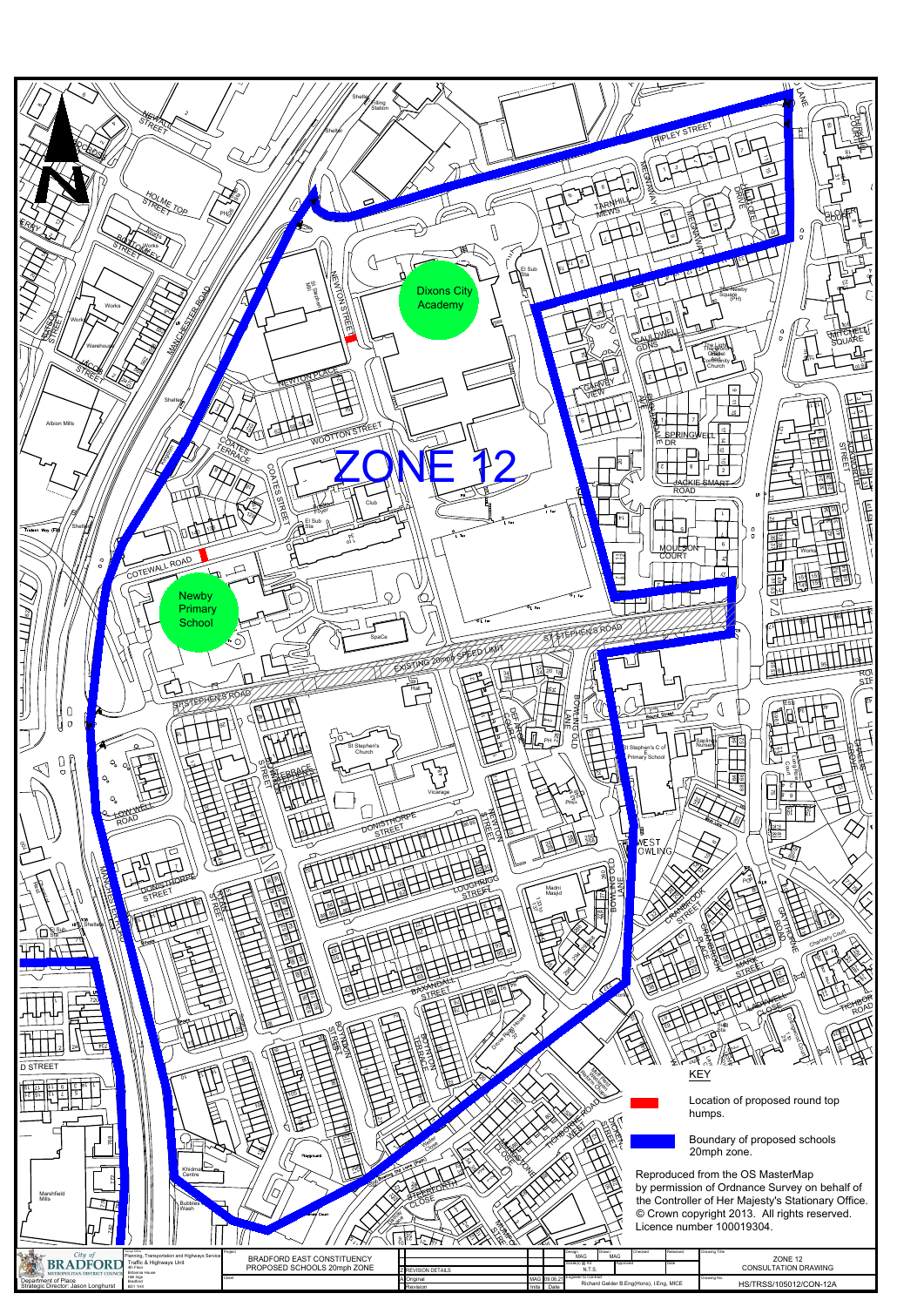# ZONE 12

Dixons City Academy

Newby Primary School

EXISTING 20mph SPEED LIMIT

KEY

Location of proposed round top humps.

Boundary of proposed schools 20mph zone.

Reproduced from the OS MasterMap by permission of Ordnance Survey on behalf of the Controller of Her Majesty's Stationary Office. © Crown copyright 2013. All rights reserved. Licence number 100019304.

| | | | |
|---|---|---|---|
| City of BRADFORD METROPOLITAN DISTRICT COUNCIL<br>Department of Place<br>Strategic Director: Jason Longhurst | Planning, Transportation and Highways Service<br>Traffic & Highways Unit<br>4th Floor<br>Britannia House<br>Hall Ings<br>Bradford<br>BD1 1HX | Project: BRADFORD EAST CONSTITUENCY<br>PROPOSED SCHOOLS 20mph ZONE | Drawing Title: ZONE 12<br>CONSULTATION DRAWING |
| Revision: A — Original — MAG — 09.06.21 | Design: MAG; Drawn: MAG; Scale @ A3: N.T.S. | Engineer in Control: Richard Gelder B.Eng(Hons), I.Eng, MICE | Drawing No.: HS/TRSS/105012/CON-12A |